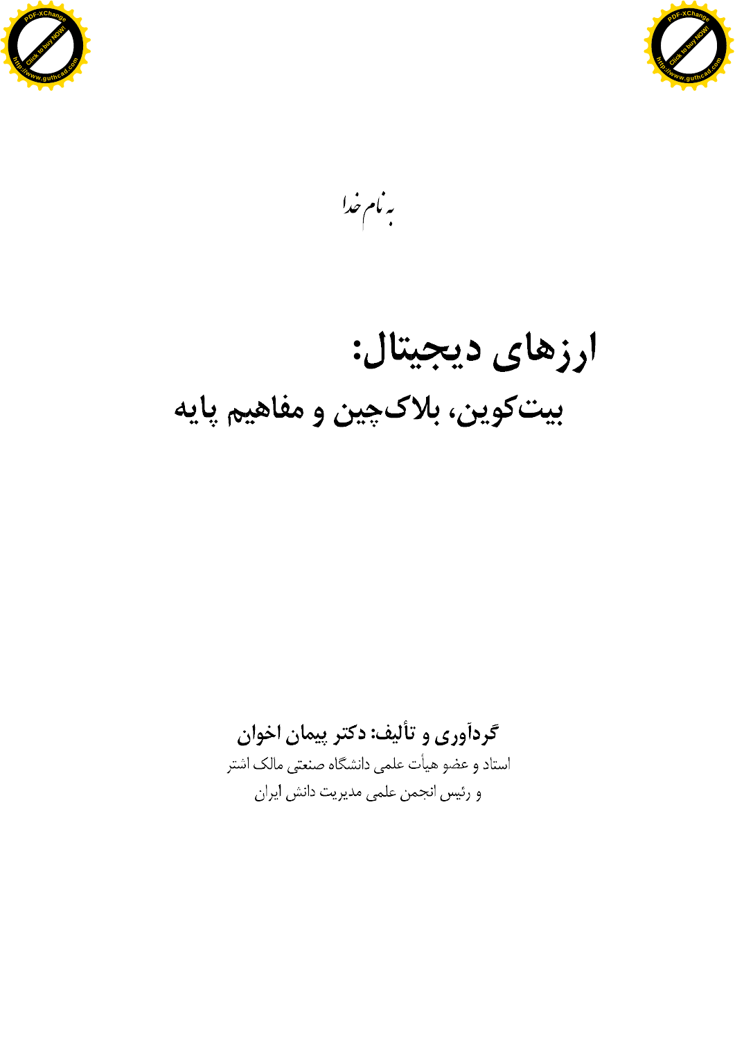به نام خدا

# ارزهای دیجیتال:

## بیت‌کوین، بلاک‌چین و مفاهیم پایه

**گردآوری و تألیف: دکتر پیمان اخوان**

استاد و عضو هیأت علمی دانشگاه صنعتی مالک اشتر

و رئیس انجمن علمی مدیریت دانش ایران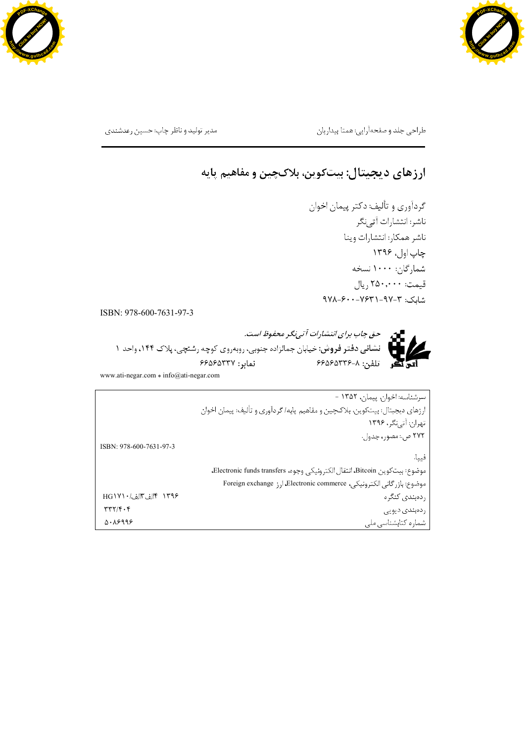طراحی جلد و صفحه‌آرایی: همتا بیداریان　　　　مدیر تولید و ناظر چاپ: حسین رعدشندی

---

# ارزهای دیجیتال: بیت‌کوین، بلاک‌چین و مفاهیم پایه

گردآوری و تألیف: دکتر پیمان اخوان

ناشر: انتشارات آتی‌نگر

ناشر همکار: انتشارات وینا

چاپ اول، ۱۳۹۶

شمارگان: ۱۰۰۰ نسخه

قیمت: ۲۵۰,۰۰۰ ریال

شابک: ۳-۹۷-۷۶۳۱-۶۰۰-۹۷۸

ISBN: 978-600-7631-97-3

*حق چاپ برای انتشارات آتی‌نگر محفوظ است.*

**نشانی دفتر فروش:** خیابان جمالزاده جنوبی، روبه‌روی کوچه رشتچی، پلاک ۱۴۴، واحد ۱

تلفن: ۸-۶۶۵۶۵۳۳۶　　　　نمابر: ۶۶۵۶۵۳۳۷

www.ati-negar.com * info@ati-negar.com

| | |
|---|---|
| سرشناسه: اخوان، پیمان، ۱۳۵۲ - | |
| ارزهای دیجیتال: بیت‌کوین، بلاک‌چین و مفاهیم پایه/ گردآوری و تألیف: پیمان اخوان | |
| تهران: آتی‌نگر، ۱۳۹۶ | |
| ۲۷۲ ص.: مصور، جدول. | |
| | ISBN: 978-600-7631-97-3 |
| فیپا. | |
| موضوع: بیت‌کوین Bitcoin، انتقال الکترونیکی وجوه، Electronic funds transfers | |
| موضوع: بازرگانی الکترونیکی، Electronic commerce، ارز Foreign exchange | |
| رده‌بندی کنگره | HG۱۷۱۰/الف۳/الف۴ ۱۳۹۶ |
| رده‌بندی دیویی | ۳۳۲/۴۰۴ |
| شماره کتابشناسی ملی | ۵۰۸۶۹۹۶ |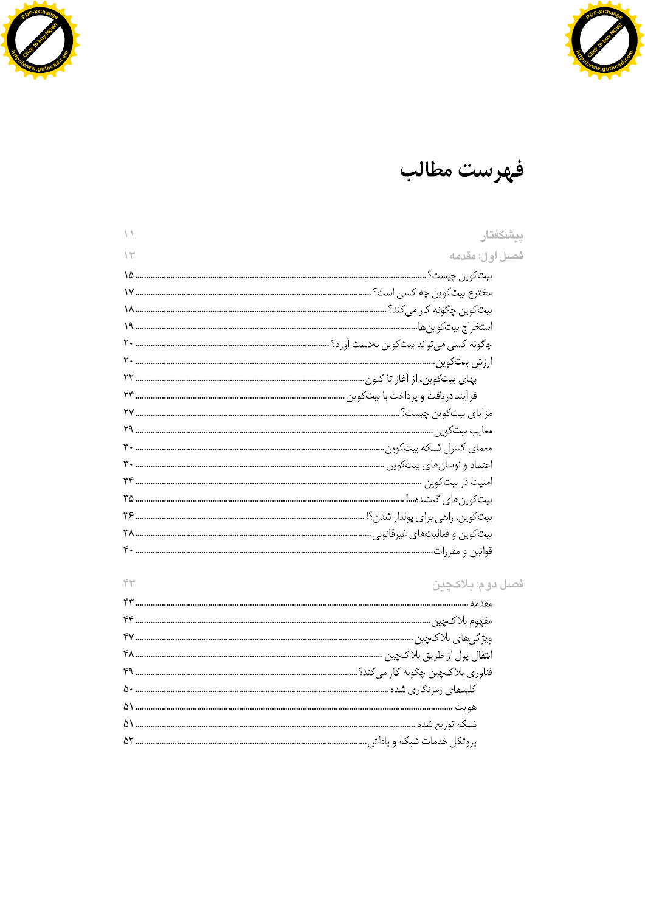# فهرست مطالب

پیشگفتار ۱۱

فصل اول: مقدمه ۱۳

- بیت‌کوین چیست؟ ۱۵
- مخترع بیت‌کوین چه کسی است؟ ۱۷
- بیت‌کوین چگونه کار می‌کند؟ ۱۸
- استخراج بیت‌کوین‌ها ۱۹
- چگونه کسی می‌تواند بیت‌کوین به‌دست آورد؟ ۲۰
- ارزش بیت‌کوین ۲۰
  - بهای بیت‌کوین، از آغاز تا کنون ۲۲
  - فرآیند دریافت و پرداخت با بیت‌کوین ۲۴
- مزایای بیت‌کوین چیست؟ ۲۷
- معایب بیت‌کوین ۲۹
- معمای کنترل شبکه بیت‌کوین ۳۰
- اعتماد و نوسان‌های بیت‌کوین ۳۰
- امنیت در بیت‌کوین ۳۴
- بیت‌کوین‌های گمشده...! ۳۵
- بیت‌کوین، راهی برای پولدار شدن؟! ۳۶
- بیت‌کوین و فعالیتهای غیرقانونی ۳۸
- قوانین و مقررات ۴۰

فصل دوم: بلاکچین ۴۳

- مقدمه ۴۳
- مفهوم بلاک‌چین ۴۴
- ویژگی‌های بلاک‌چین ۴۷
- انتقال پول از طریق بلاک‌چین ۴۸
- فناوری بلاک‌چین چگونه کار می‌کند؟ ۴۹
  - کلیدهای رمزنگاری شده ۵۰
  - هویت ۵۱
  - شبکه توزیع شده ۵۱
  - پروتکل خدمات شبکه و پاداش ۵۲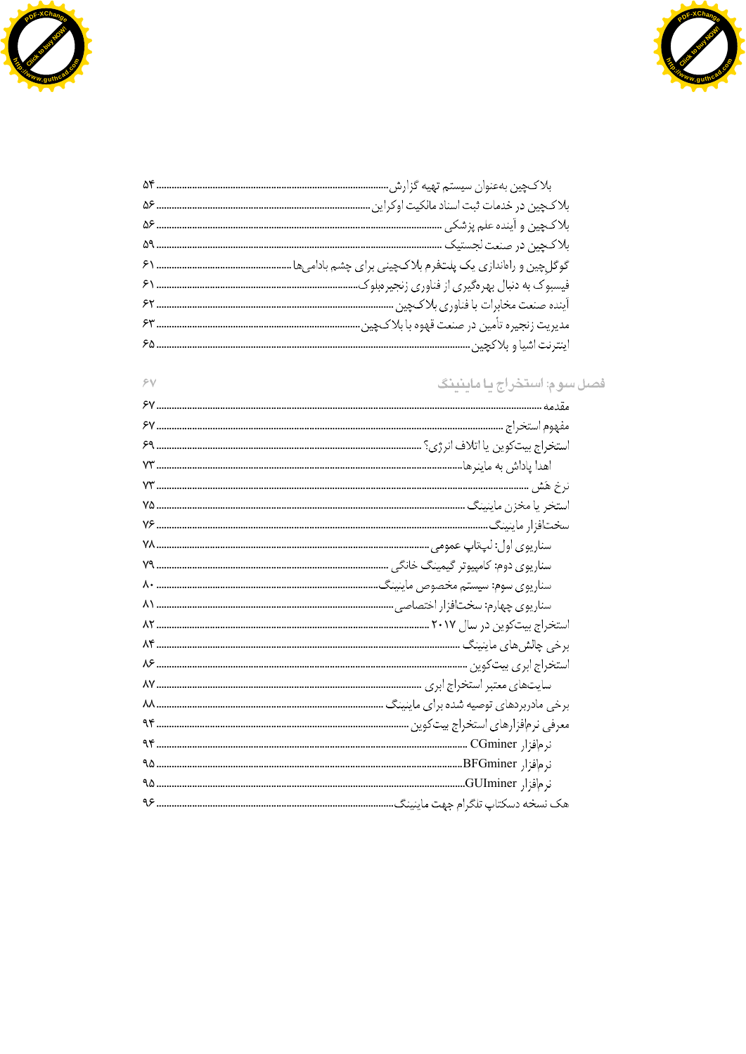بلاک‌چین به‌عنوان سیستم تهیه گزارش ۵۴

بلاک‌چین در خدمات ثبت اسناد مالکیت اوکراین ۵۶

بلاک‌چین و آینده علم پزشکی ۵۶

بلاک‌چین در صنعت لجستیک ۵۹

گوگل‌چین و راه‌اندازی یک پلتفرم بلاک‌چینی برای چشم بادامی‌ها ۶۱

فیسبوک به دنبال بهره‌گیری از فناوری زنجیره‌بلوک ۶۱

آینده صنعت مخابرات با فناوری بلاک‌چین ۶۲

مدیریت زنجیره تأمین در صنعت قهوه با بلاک‌چین ۶۳

اینترنت اشیا و بلاکچین ۶۵

## فصل سوم: استخراج یا ماینینگ ۶۷

مقدمه ۶۷

مفهوم استخراج ۶۷

استخراج بیت‌کوین یا اتلاف انرژی؟ ۶۹

اهدا پاداش به ماینرها ۷۳

نرخ هش ۷۳

استخر یا مخزن ماینینگ ۷۵

سخت‌افزار ماینینگ ۷۶

سناریوی اول: لپ‌تاپ عمومی ۷۸

سناریوی دوم: کامپیوتر گیمینگ خانگی ۷۹

سناریوی سوم: سیستم مخصوص ماینینگ ۸۰

سناریوی چهارم: سخت‌افزار اختصاصی ۸۱

استخراج بیت‌کوین در سال ۲۰۱۷ ۸۲

برخی چالش‌های ماینینگ ۸۴

استخراج ابری بیت‌کوین ۸۶

سایت‌های معتبر استخراج ابری ۸۷

برخی مادربردهای توصیه شده برای ماینینگ ۸۸

معرفی نرم‌افزارهای استخراج بیت‌کوین ۹۴

نرم‌افزار CGminer ۹۴

نرم‌افزار BFGminer ۹۵

نرم‌افزار GUIminer ۹۵

هک نسخه دسکتاپ تلگرام جهت ماینینگ ۹۶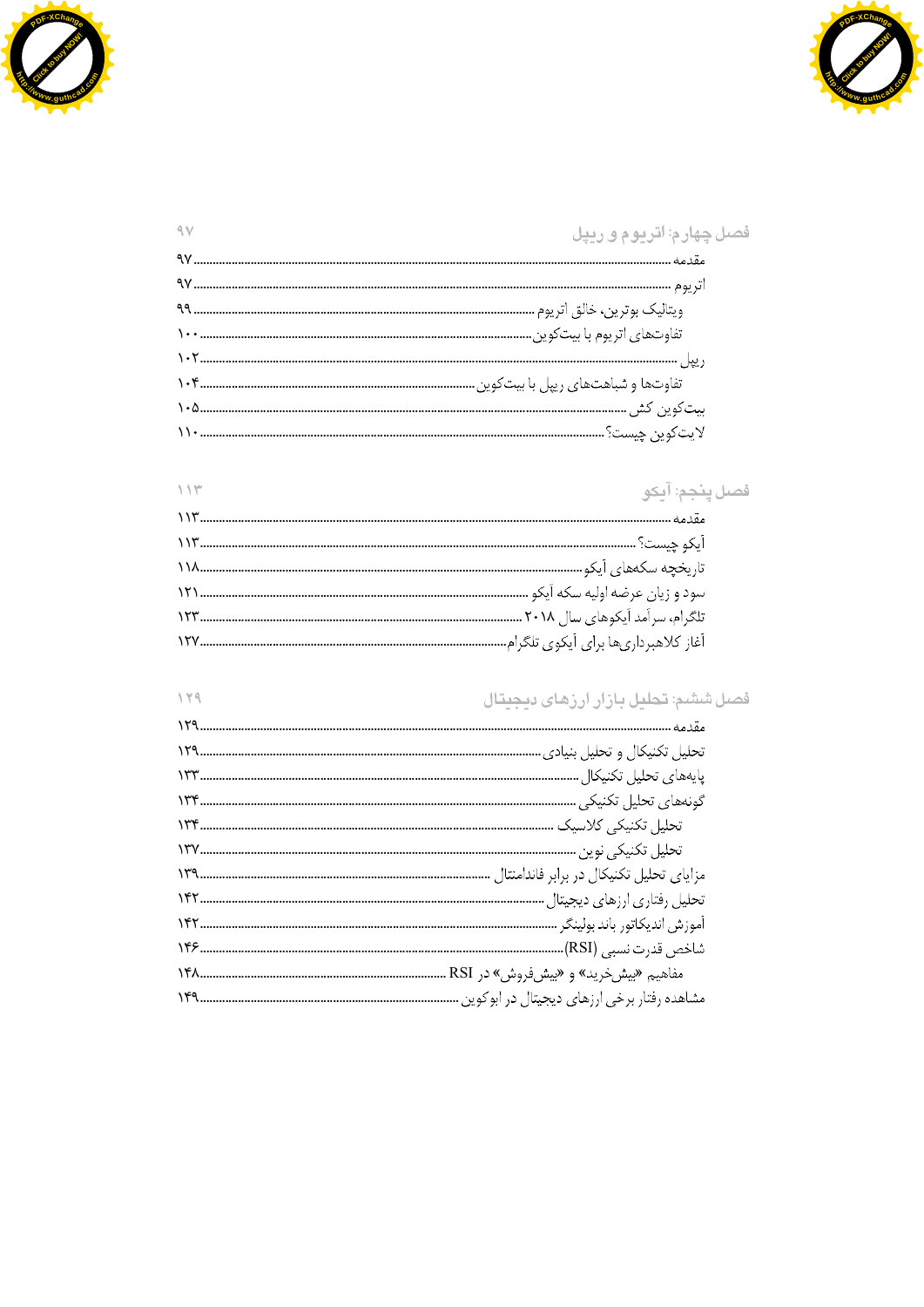## فصل چهارم: اتریوم و ریپل ۹۷

- مقدمه ۹۷
- اتریوم ۹۷
  - ویتالیک بوترین، خالق اتریوم ۹۹
  - تفاوت‌های اتریوم با بیت‌کوین ۱۰۰
- ریپل ۱۰۲
  - تفاوت‌ها و شباهت‌های ریپل با بیت‌کوین ۱۰۴
- بیت‌کوین کش ۱۰۵
- لایت‌کوین چیست؟ ۱۱۰

## فصل پنجم: آیکو ۱۱۳

- مقدمه ۱۱۳
- آیکو چیست؟ ۱۱۳
- تاریخچه سکه‌های آیکو ۱۱۸
- سود و زیان عرضه اولیه سکه آیکو ۱۲۱
- تلگرام، سرآمد آیکوهای سال ۲۰۱۸ ۱۲۳
- آغاز کلاهبرداری‌ها برای آیکوی تلگرام ۱۲۷

## فصل ششم: تحلیل بازار ارزهای دیجیتال ۱۲۹

- مقدمه ۱۲۹
- تحلیل تکنیکال و تحلیل بنیادی ۱۲۹
- پایه‌های تحلیل تکنیکال ۱۳۳
- گونه‌های تحلیل تکنیکی ۱۳۴
  - تحلیل تکنیکی کلاسیک ۱۳۴
  - تحلیل تکنیکی نوین ۱۳۷
- مزایای تحلیل تکنیکال در برابر فاندامنتال ۱۳۹
- تحلیل رفتاری ارزهای دیجیتال ۱۴۲
- آموزش اندیکاتور باند بولینگر ۱۴۲
- شاخص قدرت نسبی (RSI) ۱۴۶
  - مفاهیم «بیش‌خرید» و «بیش‌فروش» در RSI ۱۴۸
- مشاهده رفتار برخی ارزهای دیجیتال در ابوکوین ۱۴۹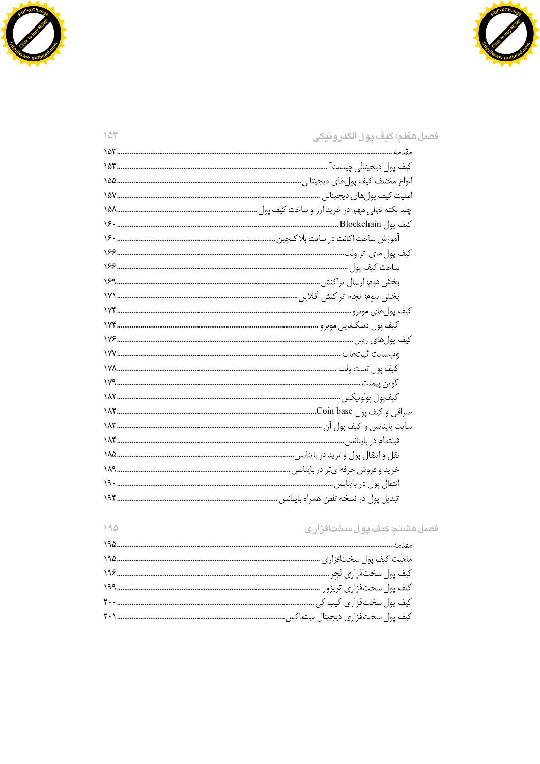## فصل هفتم: کیف پول الکترونیکی ۱۵۳

مقدمه ............ ۱۵۳
کیف پول دیجیتالی چیست؟ ............ ۱۵۳
انواع مختلف کیف پول‌های دیجیتالی ............ ۱۵۵
امنیت کیف پول‌های دیجیتالی ............ ۱۵۷
چند نکته خیلی مهم در خرید ارز و ساخت کیف پول ............ ۱۵۸
کیف پول Blockchain ............ ۱۶۰
آموزش ساخت اکانت در سایت بلاک‌چین ............ ۱۶۰
کیف پول مای اتر ولت ............ ۱۶۶
ساخت کیف پول ............ ۱۶۶
بخش دوم: ارسال تراکنش ............ ۱۶۹
بخش سوم: انجام تراکنش آفلاین ............ ۱۷۱
کیف پول‌های مونرو ............ ۱۷۴
کیف پول دسکتاپی مونرو ............ ۱۷۴
کیف پول‌های ریپل ............ ۱۷۶
وبسایت گیت‌هاب ............ ۱۷۷
کیف پول تست ولت ............ ۱۷۸
کوین پیمنت ............ ۱۷۹
کیف‌پول پولونیکس ............ ۱۸۲
صرافی و کیف پول Coin base ............ ۱۸۲
سایت بایننس و کیف پول آن ............ ۱۸۳
ثبت‌نام در بایننس ............ ۱۸۴
نقل و انتقال پول و ترید در بایننس ............ ۱۸۵
خرید و فروش حرفه‌ای‌تر در بایننس ............ ۱۸۹
انتقال پول در بایننس ............ ۱۹۰
تبدیل پول در نسخه تلفن همراه بایننس ............ ۱۹۴

## فصل هشتم: کیف پول سخت‌افزاری ۱۹۵

مقدمه ............ ۱۹۵
ماهیت کیف پول سخت‌افزاری ............ ۱۹۵
کیف پول سخت‌افزاری لِجِر ............ ۱۹۶
کیف پول سخت‌افزاری ترِیزور ............ ۱۹۹
کیف پول سخت‌افزاری کیپ کی ............ ۲۰۰
کیف پول سخت‌افزاری دیجیتال بیت‌باکس ............ ۲۰۱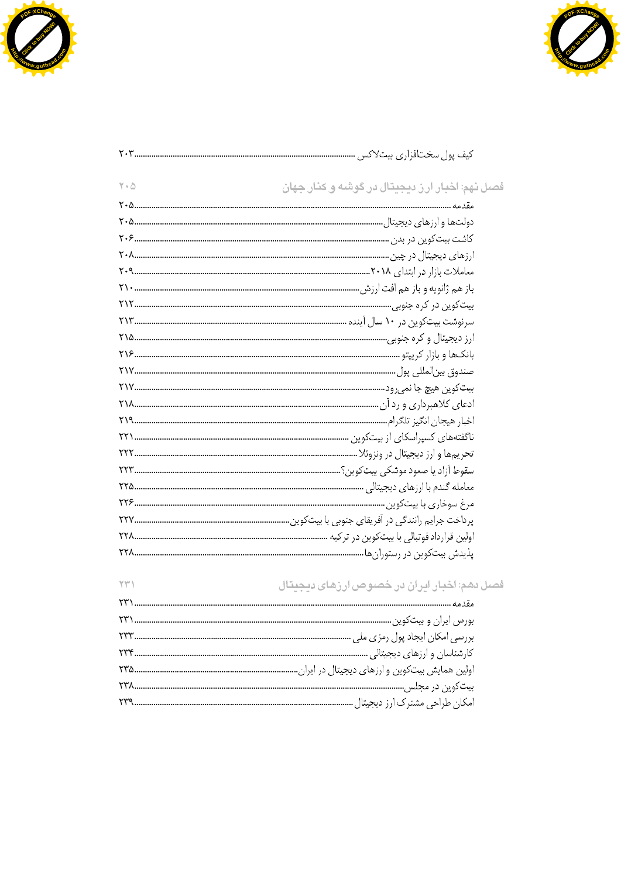کیف پول سخت‌افزاری بیت‌لاکس ........ ۲۰۳

## فصل نهم: اخبار ارز دیجیتال در گوشه و کنار جهان ........ ۲۰۵

مقدمه ........ ۲۰۵
دولت‌ها و ارزهای دیجیتال ........ ۲۰۵
کاشت بیت‌کوین در بدن ........ ۲۰۶
ارزهای دیجیتال در چین ........ ۲۰۸
معاملات بازار در ابتدای ۲۰۱۸ ........ ۲۰۹
باز هم ژانویه و باز هم افت ارزش ........ ۲۱۰
بیت‌کوین در کره جنوبی ........ ۲۱۲
سرنوشت بیت‌کوین در ۱۰ سال آینده ........ ۲۱۳
ارز دیجیتال و کره جنوبی ........ ۲۱۵
بانک‌ها و بازار کریپتو ........ ۲۱۶
صندوق بین‌المللی پول ........ ۲۱۷
بیت‌کوین هیچ جا نمی‌رود ........ ۲۱۷
ادعای کلاهبرداری و رد آن ........ ۲۱۸
اخبار هیجان انگیز تلگرام ........ ۲۱۹
ناگفته‌های کسپراسکای از بیت‌کوین ........ ۲۲۱
تحریم‌ها و ارز دیجیتال در ونزوئلا ........ ۲۲۲
سقوط آزاد یا صعود موشکی بیت‌کوین؟ ........ ۲۲۳
معامله گندم با ارزهای دیجیتالی ........ ۲۲۵
مرغ سوخاری با بیت‌کوین ........ ۲۲۶
پرداخت جرایم رانندگی در آفریقای جنوبی با بیت‌کوین ........ ۲۲۷
اولین قرارداد فوتبالی با بیت‌کوین در ترکیه ........ ۲۲۸
پذیرش بیت‌کوین در رستوران‌ها ........ ۲۲۸

## فصل دهم: اخبار ایران در خصوص ارزهای دیجیتال ........ ۲۳۱

مقدمه ........ ۲۳۱
بورس ایران و بیت‌کوین ........ ۲۳۱
بررسی امکان ایجاد پول رمزی ملی ........ ۲۳۳
کارشناسان و ارزهای دیجیتالی ........ ۲۳۴
اولین همایش بیت‌کوین و ارزهای دیجیتال در ایران ........ ۲۳۵
بیت‌کوین در مجلس ........ ۲۳۸
امکان طراحی مشترک ارز دیجیتال ........ ۲۳۹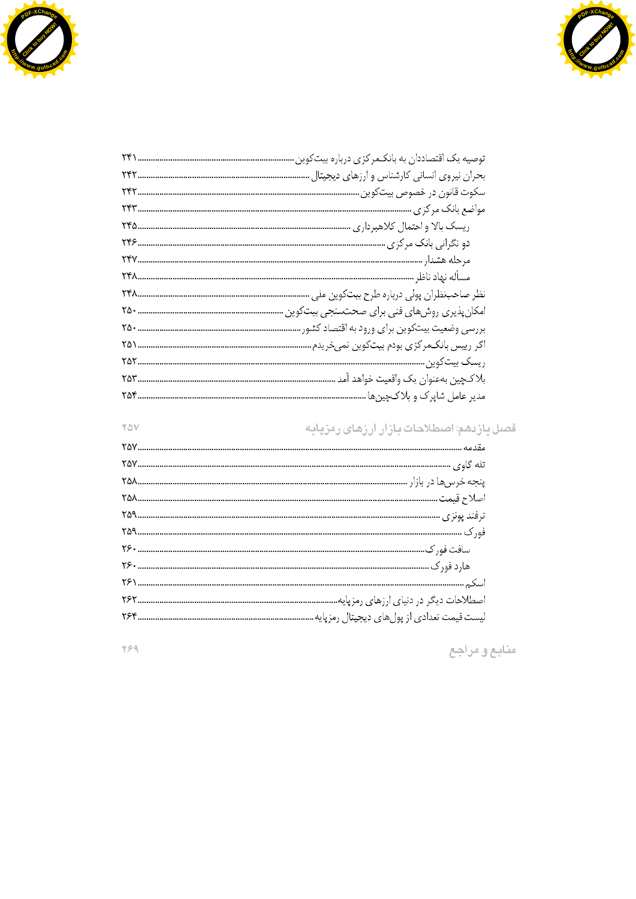توصیه یک اقتصاددان به بانک‌مرکزی درباره بیت‌کوین ...... ۲۴۱

بحران نیروی انسانی کارشناس و ارزهای دیجیتال ...... ۲۴۲

سکوت قانون در خصوص بیت‌کوین ...... ۲۴۲

مواضع بانک مرکزی ...... ۲۴۳

- ریسک بالا و احتمال کلاهبرداری ...... ۲۴۵
- دو نگرانی بانک مرکزی ...... ۲۴۶
- مرحله هشدار ...... ۲۴۷
- مسأله نهاد ناظر ...... ۲۴۸

نظر صاحب‌نظران پولی درباره طرح بیت‌کوین ملی ...... ۲۴۸

امکان‌پذیری روش‌های فنی برای صحت‌سنجی بیت‌کوین ...... ۲۵۰

بررسی وضعیت بیت‌کوین برای ورود به اقتصاد کشور ...... ۲۵۰

اگر رییس بانک‌مرکزی بودم بیت‌کوین نمی‌خریدم ...... ۲۵۱

ریسک بیت‌کوین ...... ۲۵۲

بلاکچین به‌عنوان یک واقعیت خواهد آمد ...... ۲۵۳

مدیر عامل شاپرک و بلاکچین‌ها ...... ۲۵۴

## فصل یازدهم: اصطلاحات بازار ارزهای رمزپایه ۲۵۷

مقدمه ...... ۲۵۷

تله گاوی ...... ۲۵۷

پنجه خرس‌ها در بازار ...... ۲۵۸

اصلاح قیمت ...... ۲۵۸

ترفند پونزی ...... ۲۵۹

فورک ...... ۲۵۹

- سافت فورک ...... ۲۶۰
- هارد فورک ...... ۲۶۰

اسکم ...... ۲۶۱

اصطلاحات دیگر در دنیای ارزهای رمزپایه ...... ۲۶۲

لیست قیمت تعدادی از پول‌های دیجیتال رمزپایه ...... ۲۶۴

## منابع و مراجع ۲۶۹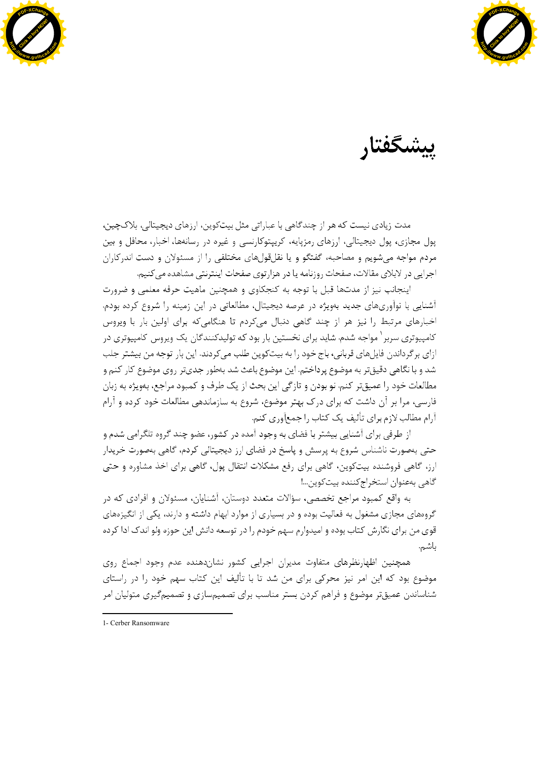# پیشگفتار

مدت زیادی نیست که هر از چندگاهی با عباراتی مثل بیت‌کوین، ارزهای دیجیتالی، بلاک‌چین، پول مجازی، پول دیجیتالی، ارزهای رمزپایه، کریپتوکارنسی و غیره در رسانه‌ها، اخبار، محافل و بین مردم مواجه می‌شویم و مصاحبه، گفتگو و یا نقل‌قول‌های مختلفی را از مسئولان و دست اندرکاران اجرایی در لابلای مقالات، صفحات روزنامه یا در هزارتوی صفحات اینترنتی مشاهده می‌کنیم.

اینجانب نیز از مدت‌ها قبل با توجه به کنجکاوی و همچنین ماهیت حرفه معلمی و ضرورت آشنایی با نوآوری‌های جدید به‌ویژه در عرصه دیجیتال، مطالعاتی در این زمینه را شروع کرده بودم. اخبارهای مرتبط را نیز هر از چند گاهی دنبال می‌کردم تا هنگامی‌که برای اولین بار با ویروس کامپیوتری سربر[1] مواجه شدم. شاید برای نخستین بار بود که تولیدکنندگان یک ویروس کامپیوتری در ازای برگرداندن فایل‌های قربانی، باج خود را به بیت‌کوین طلب می‌کردند. این بار توجه من بیشتر جلب شد و با نگاهی دقیق‌تر به موضوع پرداختم. این موضوع باعث شد به‌طور جدی‌تر روی موضوع کار کنم و مطالعات خود را عمیق‌تر کنم. نو بودن و تازگی این بحث از یک طرف و کمبود مراجع، به‌ویژه به زبان فارسی، مرا بر آن داشت که برای درک بهتر موضوع، شروع به سازماندهی مطالعات خود کرده و آرام آرام مطالب لازم برای تألیف یک کتاب را جمع‌آوری کنم.

از طرفی برای آشنایی بیشتر با فضای به وجود آمده در کشور، عضو چند گروه تلگرامی شدم و حتی به‌صورت ناشناس شروع به پرسش و پاسخ در فضای ارز دیجیتالی کردم، گاهی به‌صورت خریدار ارز، گاهی فروشنده بیت‌کوین، گاهی برای رفع مشکلات انتقال پول، گاهی برای اخذ مشاوره و حتی گاهی به‌عنوان استخراج‌کننده بیت‌کوین...!

به واقع کمبود مراجع تخصصی، سؤالات متعدد دوستان، آشنایان، مسئولان و افرادی که در گروه‌های مجازی مشغول به فعالیت بوده و در بسیاری از موارد ابهام داشته و دارند، یکی از انگیزه‌های قوی من برای نگارش کتاب بوده و امیدوارم سهم خودم را در توسعه دانش این حوزه ولو اندک ادا کرده باشم.

همچنین اظهارنظرهای متفاوت مدیران اجرایی کشور نشان‌دهنده عدم وجود اجماع روی موضوع بود که این امر نیز محرکی برای من شد تا با تألیف این کتاب سهم خود را در راستای شناساندن عمیق‌تر موضوع و فراهم کردن بستر مناسب برای تصمیم‌سازی و تصمیم‌گیری متولیان امر

---

1- Cerber Ransomware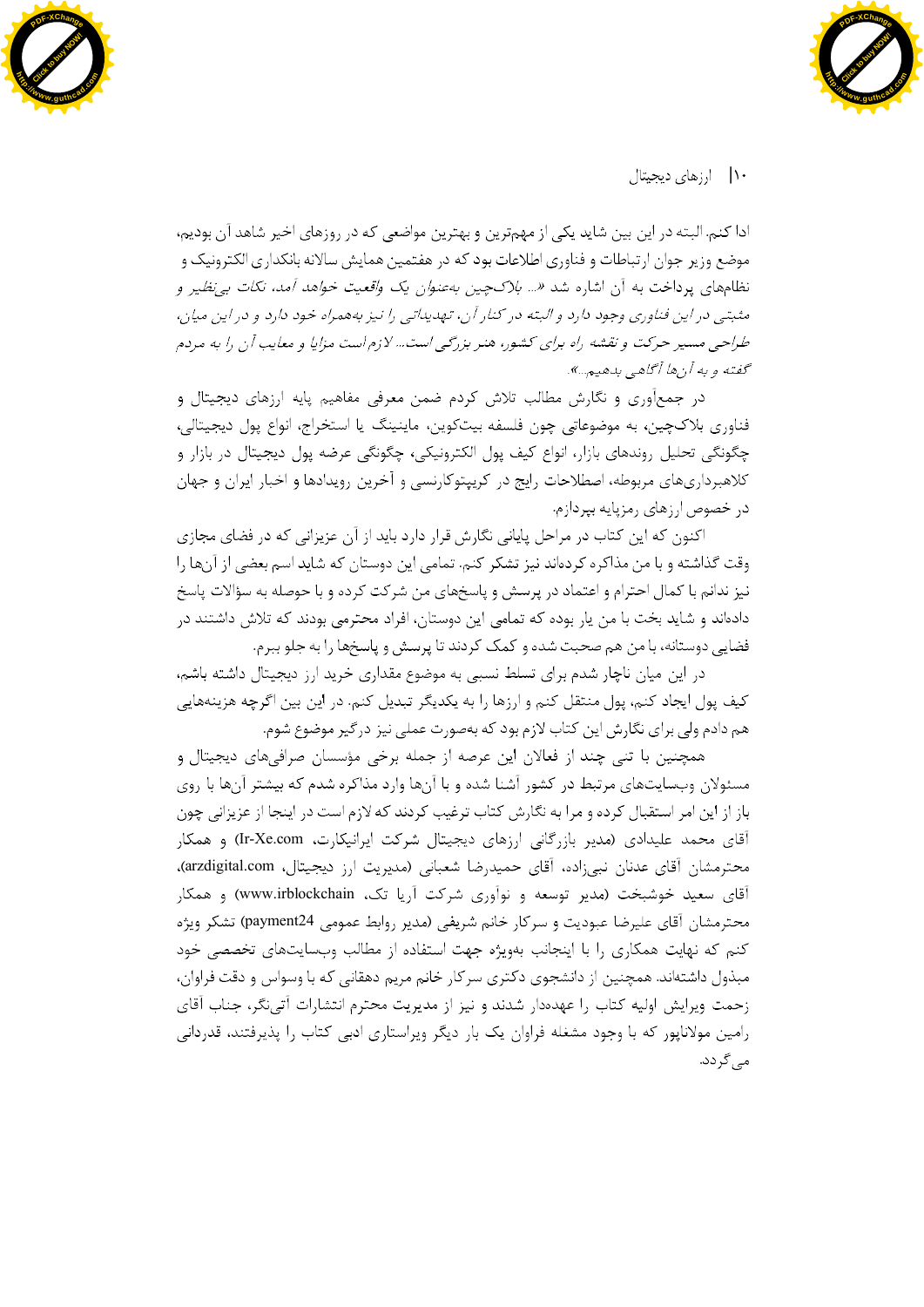ادا کنم. البته در این بین شاید یکی از مهم‌ترین و بهترین مواضعی که در روزهای اخیر شاهد آن بودیم، موضع وزیر جوان ارتباطات و فناوری اطلاعات بود که در هفتمین همایش سالانه بانکداری الکترونیک و نظام‌های پرداخت به آن اشاره شد «... *بلاک‌چین به‌عنوان یک واقعیت خواهد آمد، نکات بی‌نظیر و مثبتی در این فناوری وجود دارد و البته در کنار آن، تهدیداتی را نیز به‌همراه خود دارد و در این میان، طراحی مسیر حرکت و نقشه راه برای کشور، هنر بزرگی است... لازم است مزایا و معایب آن را به مردم گفته و به آن‌ها آگاهی بدهیم...*».

در جمع‌آوری و نگارش مطالب تلاش کردم ضمن معرفی مفاهیم پایه ارزهای دیجیتال و فناوری بلاک‌چین، به موضوعاتی چون فلسفه بیت‌کوین، ماینینگ یا استخراج، انواع پول دیجیتالی، چگونگی تحلیل روندهای بازار، انواع کیف پول الکترونیکی، چگونگی عرضه پول دیجیتال در بازار و کلاهبرداری‌های مربوطه، اصطلاحات رایج در کریپتوکارنسی و آخرین رویدادها و اخبار ایران و جهان در خصوص ارزهای رمزپایه بپردازم.

اکنون که این کتاب در مراحل پایانی نگارش قرار دارد باید از آن عزیزانی که در فضای مجازی وقت گذاشته و با من مذاکره کرده‌اند نیز تشکر کنم. تمامی این دوستان که شاید اسم بعضی از آن‌ها را نیز ندانم با کمال احترام و اعتماد در پرسش و پاسخ‌های من شرکت کرده و با حوصله به سؤالات پاسخ داده‌اند و شاید بخت با من یار بوده که تمامی این دوستان، افراد محترمی بودند که تلاش داشتند در فضایی دوستانه، با من هم صحبت شده و کمک کردند تا پرسش و پاسخ‌ها را به جلو ببرم.

در این میان ناچار شدم برای تسلط نسبی به موضوع مقداری خرید ارز دیجیتال داشته باشم، کیف پول ایجاد کنم، پول منتقل کنم و ارزها را به یکدیگر تبدیل کنم. در این بین اگرچه هزینه‌هایی هم دادم ولی برای نگارش این کتاب لازم بود که به‌صورت عملی نیز درگیر موضوع شوم.

همچنین با تنی چند از فعالان این عرصه از جمله برخی مؤسسان صرافی‌های دیجیتال و مسئولان وب‌سایت‌های مرتبط در کشور آشنا شده و با آن‌ها وارد مذاکره شدم که بیشتر آن‌ها با روی باز از این امر استقبال کرده و مرا به نگارش کتاب ترغیب کردند که لازم است در اینجا از عزیزانی چون آقای محمد علیدادی (مدیر بازرگانی ارزهای دیجیتال شرکت ایرانیکارت، Ir-Xe.com) و همکار محترمشان آقای عدنان نبی‌زاده، آقای حمیدرضا شعبانی (مدیریت ارز دیجیتال، arzdigital.com)، آقای سعید خوشبخت (مدیر توسعه و نوآوری شرکت آریا تک، www.irblockchain) و همکار محترمشان آقای علیرضا عبودیت و سرکار خانم شریفی (مدیر روابط عمومی payment24) تشکر ویژه کنم که نهایت همکاری را با اینجانب به‌ویژه جهت استفاده از مطالب وب‌سایت‌های تخصصی خود مبذول داشته‌اند. همچنین از دانشجوی دکتری سرکار خانم مریم دهقانی که با وسواس و دقت فراوان، زحمت ویرایش اولیه کتاب را عهده‌دار شدند و نیز از مدیریت محترم انتشارات آتی‌نگر، جناب آقای رامین مولاناپور که با وجود مشغله فراوان یک بار دیگر ویراستاری ادبی کتاب را پذیرفتند، قدردانی می‌گردد.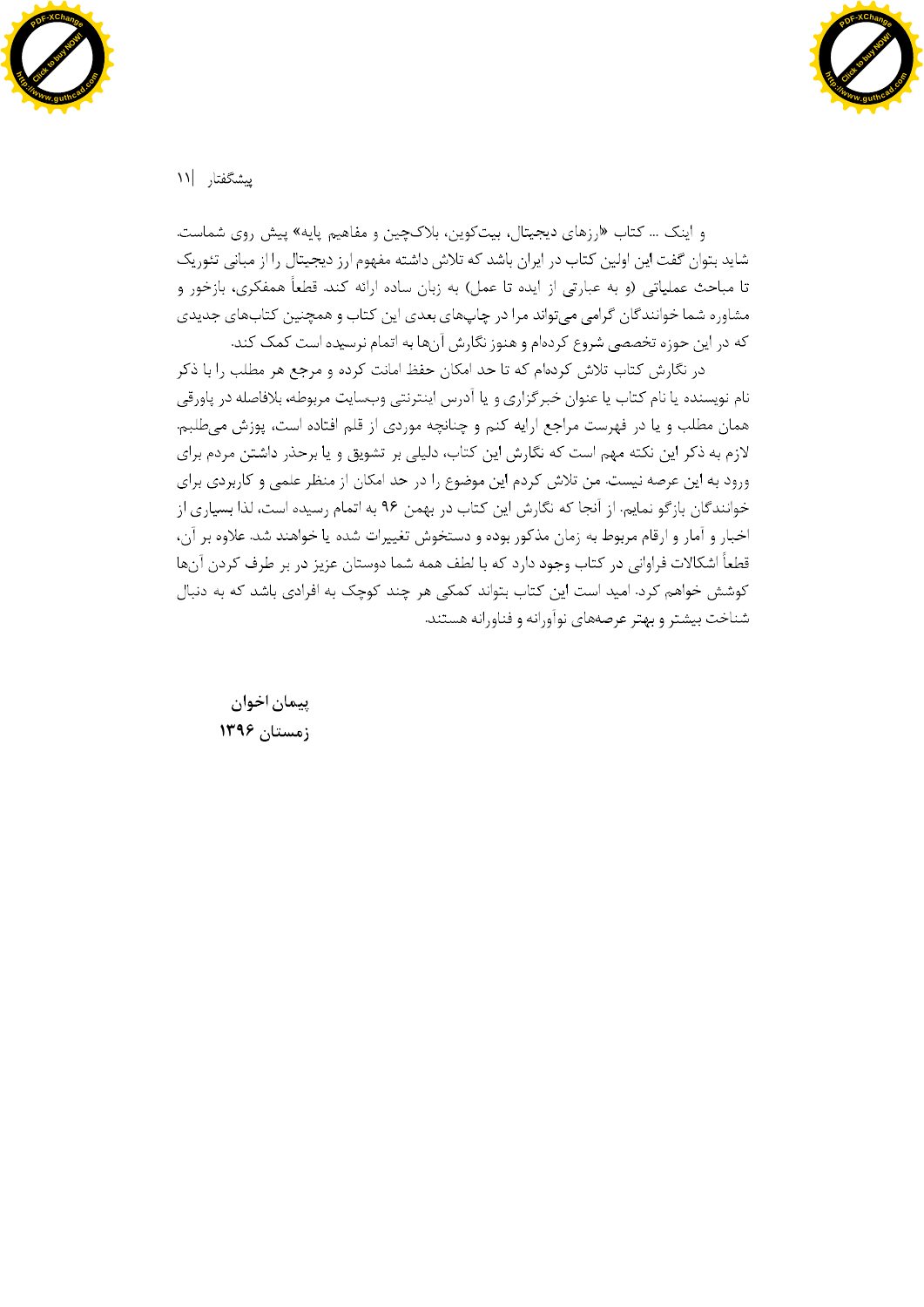و اینک ... کتاب «رزهای دیجیتال، بیت‌کوین، بلاک‌چین و مفاهیم پایه» پیش روی شماست. شاید بتوان گفت این اولین کتاب در ایران باشد که تلاش داشته مفهوم ارز دیجیتال را از مبانی تئوریک تا مباحث عملیاتی (و به عبارتی از ایده تا عمل) به زبان ساده ارائه کند. قطعاً همفکری، بازخور و مشاوره شما خوانندگان گرامی می‌تواند مرا در چاپ‌های بعدی این کتاب و همچنین کتاب‌های جدیدی که در این حوزه تخصصی شروع کرده‌ام و هنوز نگارش آن‌ها به اتمام نرسیده است کمک کند.

در نگارش کتاب تلاش کرده‌ام که تا حد امکان حفظ امانت کرده و مرجع هر مطلب را با ذکر نام نویسنده یا نام کتاب یا عنوان خبرگزاری و یا آدرس اینترنتی وب‌سایت مربوطه، بلافاصله در پاورقی همان مطلب و یا در فهرست مراجع ارایه کنم و چنانچه موردی از قلم افتاده است، پوزش می‌طلبم. لازم به ذکر این نکته مهم است که نگارش این کتاب، دلیلی بر تشویق و یا برحذر داشتن مردم برای ورود به این عرصه نیست. من تلاش کردم این موضوع را در حد امکان از منظر علمی و کاربردی برای خوانندگان بازگو نمایم. از آنجا که نگارش این کتاب در بهمن ۹۶ به اتمام رسیده است، لذا بسیاری از اخبار و آمار و ارقام مربوط به زمان مذکور بوده و دستخوش تغییرات شده یا خواهند شد. علاوه بر آن، قطعاً اشکالات فراوانی در کتاب وجود دارد که با لطف همه شما دوستان عزیز در بر طرف کردن آن‌ها کوشش خواهم کرد. امید است این کتاب بتواند کمکی هر چند کوچک به افرادی باشد که به دنبال شناخت بیشتر و بهتر عرصه‌های نوآورانه و فناورانه هستند.

**پیمان اخوان**
**زمستان ۱۳۹۶**